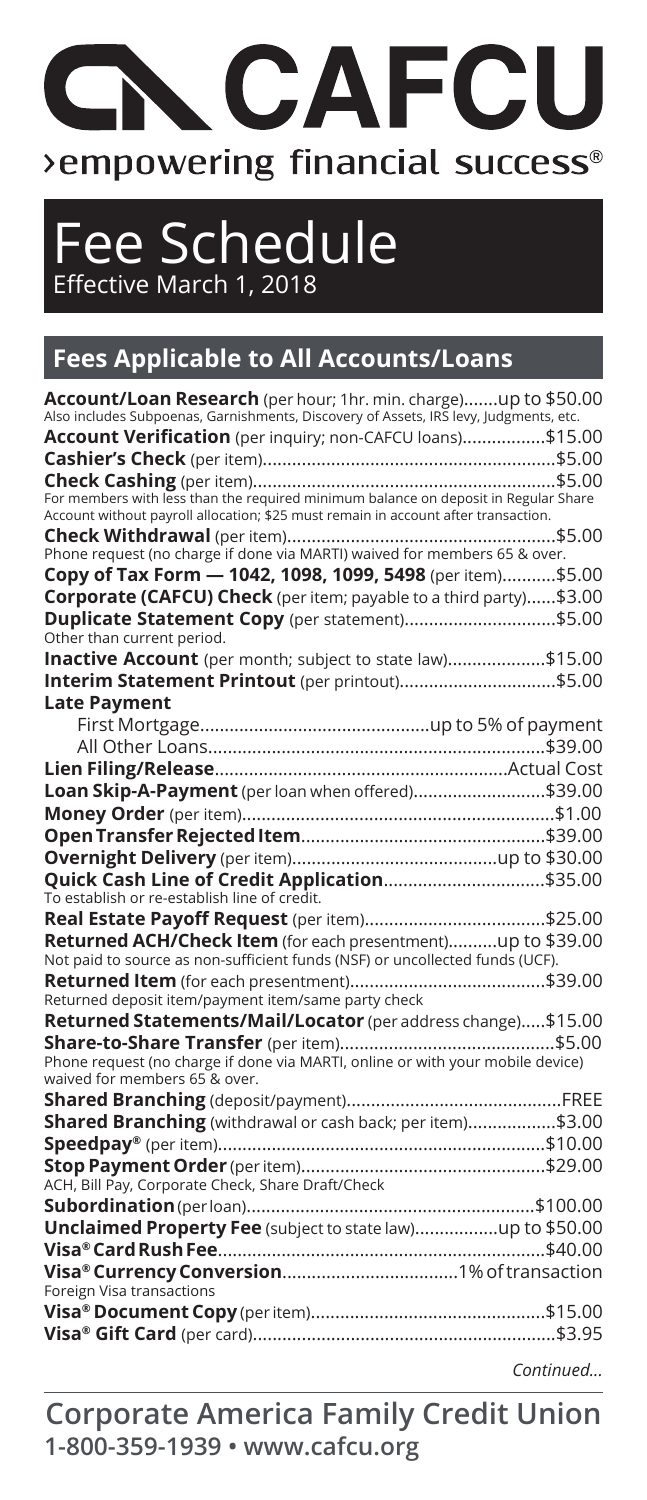# CAFCU

›empowering financial success®

# Fee Schedule

Effective March 1, 2018

## Fees Applicable to All Accounts/Loans

**Account/Loan Research** (per hour; 1hr. min. charge).......up to $50.00
Also includes Subpoenas, Garnishments, Discovery of Assets, IRS levy, Judgments, etc.

**Account Verification** (per inquiry; non-CAFCU loans).................$15.00

**Cashier's Check** (per item)...........................................................$5.00

**Check Cashing** (per item)..............................................................$5.00
For members with less than the required minimum balance on deposit in Regular Share Account without payroll allocation; $25 must remain in account after transaction.

**Check Withdrawal** (per item)........................................................$5.00
Phone request (no charge if done via MARTI) waived for members 65 & over.

**Copy of Tax Form — 1042, 1098, 1099, 5498** (per item)...........$5.00

**Corporate (CAFCU) Check** (per item; payable to a third party)......$3.00

**Duplicate Statement Copy** (per statement)...............................$5.00
Other than current period.

**Inactive Account** (per month; subject to state law)....................$15.00

**Interim Statement Printout** (per printout)................................$5.00

**Late Payment**

- First Mortgage...............................................up to 5% of payment
- All Other Loans....................................................................$39.00

**Lien Filing/Release**...........................................................Actual Cost

**Loan Skip-A-Payment** (per loan when offered)...........................$39.00

**Money Order** (per item).................................................................$1.00

**Open Transfer Rejected Item**..................................................$39.00

**Overnight Delivery** (per item)..........................................up to $30.00

**Quick Cash Line of Credit Application**.................................$35.00
To establish or re-establish line of credit.

**Real Estate Payoff Request** (per item).....................................$25.00

**Returned ACH/Check Item** (for each presentment)..........up to $39.00
Not paid to source as non-sufficient funds (NSF) or uncollected funds (UCF).

**Returned Item** (for each presentment)........................................$39.00
Returned deposit item/payment item/same party check

**Returned Statements/Mail/Locator** (per address change).....$15.00

**Share-to-Share Transfer** (per item)............................................$5.00
Phone request (no charge if done via MARTI, online or with your mobile device) waived for members 65 & over.

**Shared Branching** (deposit/payment)...........................................FREE

**Shared Branching** (withdrawal or cash back; per item)..................$3.00

**Speedpay®** (per item)...................................................................$10.00

**Stop Payment Order** (per item)..................................................$29.00
ACH, Bill Pay, Corporate Check, Share Draft/Check

**Subordination** (per loan)............................................................$100.00

**Unclaimed Property Fee** (subject to state law).................up to $50.00

**Visa® Card Rush Fee**...................................................................$40.00

**Visa® Currency Conversion**....................................1% of transaction
Foreign Visa transactions

**Visa® Document Copy** (per item)................................................$15.00

**Visa® Gift Card** (per card)..............................................................$3.95

*Continued...*

**Corporate America Family Credit Union**
**1-800-359-1939 • www.cafcu.org**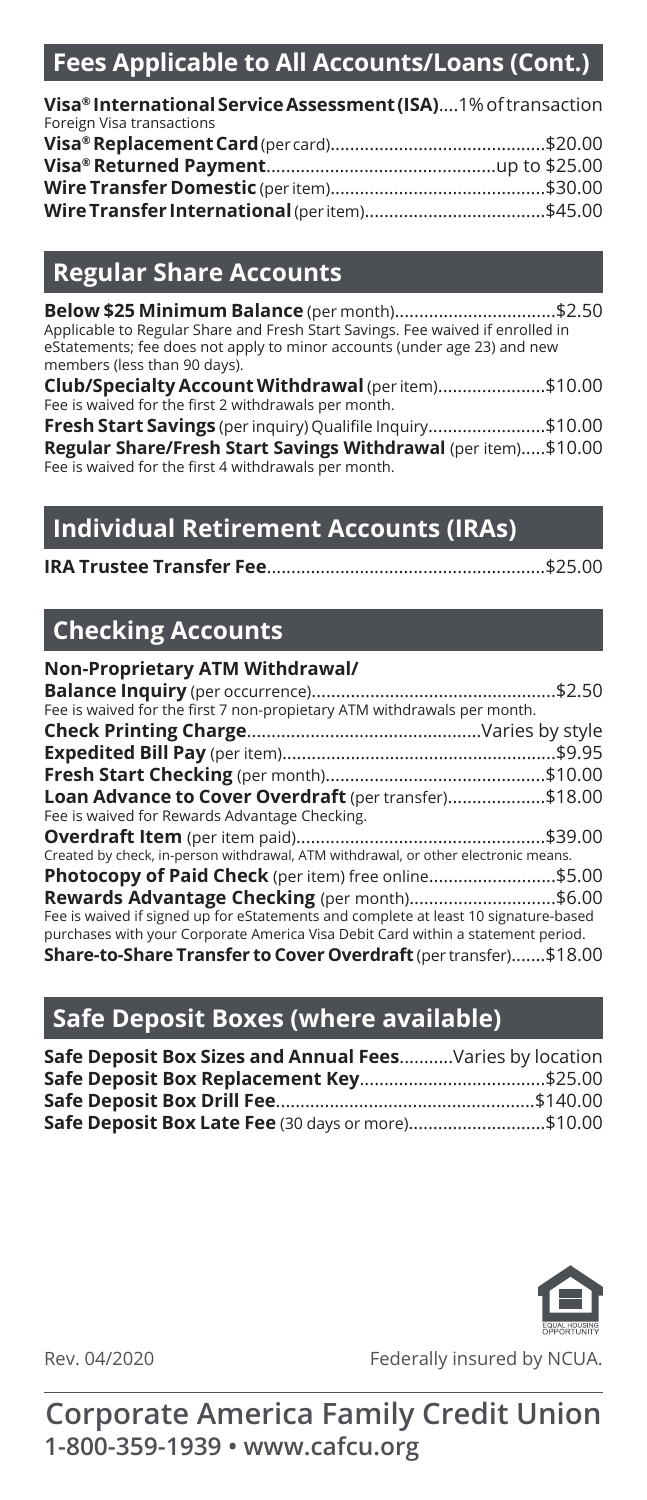## Fees Applicable to All Accounts/Loans (Cont.)

**Visa® International Service Assessment (ISA)**....1% of transaction
Foreign Visa transactions

**Visa® Replacement Card** (per card)............................................$20.00

**Visa® Returned Payment**...............................................up to $25.00

**Wire Transfer Domestic** (per item)............................................$30.00

**Wire Transfer International** (per item).....................................$45.00

## Regular Share Accounts

**Below $25 Minimum Balance** (per month).................................$2.50
Applicable to Regular Share and Fresh Start Savings. Fee waived if enrolled in eStatements; fee does not apply to minor accounts (under age 23) and new members (less than 90 days).

**Club/Specialty Account Withdrawal** (per item)......................$10.00
Fee is waived for the first 2 withdrawals per month.

**Fresh Start Savings** (per inquiry) Qualifile Inquiry........................$10.00

**Regular Share/Fresh Start Savings Withdrawal** (per item).....$10.00
Fee is waived for the first 4 withdrawals per month.

## Individual Retirement Accounts (IRAs)

**IRA Trustee Transfer Fee**.........................................................$25.00

## Checking Accounts

**Non-Proprietary ATM Withdrawal/ Balance Inquiry** (per occurrence)..................................................$2.50
Fee is waived for the first 7 non-propietary ATM withdrawals per month.

**Check Printing Charge**................................................Varies by style

**Expedited Bill Pay** (per item)........................................................$9.95

**Fresh Start Checking** (per month).............................................$10.00

**Loan Advance to Cover Overdraft** (per transfer)....................$18.00
Fee is waived for Rewards Advantage Checking.

**Overdraft Item** (per item paid)...................................................$39.00
Created by check, in-person withdrawal, ATM withdrawal, or other electronic means.

**Photocopy of Paid Check** (per item) free online..........................$5.00

**Rewards Advantage Checking** (per month)..............................$6.00
Fee is waived if signed up for eStatements and complete at least 10 signature-based purchases with your Corporate America Visa Debit Card within a statement period.

**Share-to-Share Transfer to Cover Overdraft** (per transfer).......$18.00

## Safe Deposit Boxes (where available)

**Safe Deposit Box Sizes and Annual Fees**...........Varies by location

**Safe Deposit Box Replacement Key**.....................................$25.00

**Safe Deposit Box Drill Fee**.....................................................$140.00

**Safe Deposit Box Late Fee** (30 days or more)............................$10.00

EQUAL HOUSING OPPORTUNITY

Rev. 04/2020

Federally insured by NCUA.

**Corporate America Family Credit Union**
**1-800-359-1939 • www.cafcu.org**